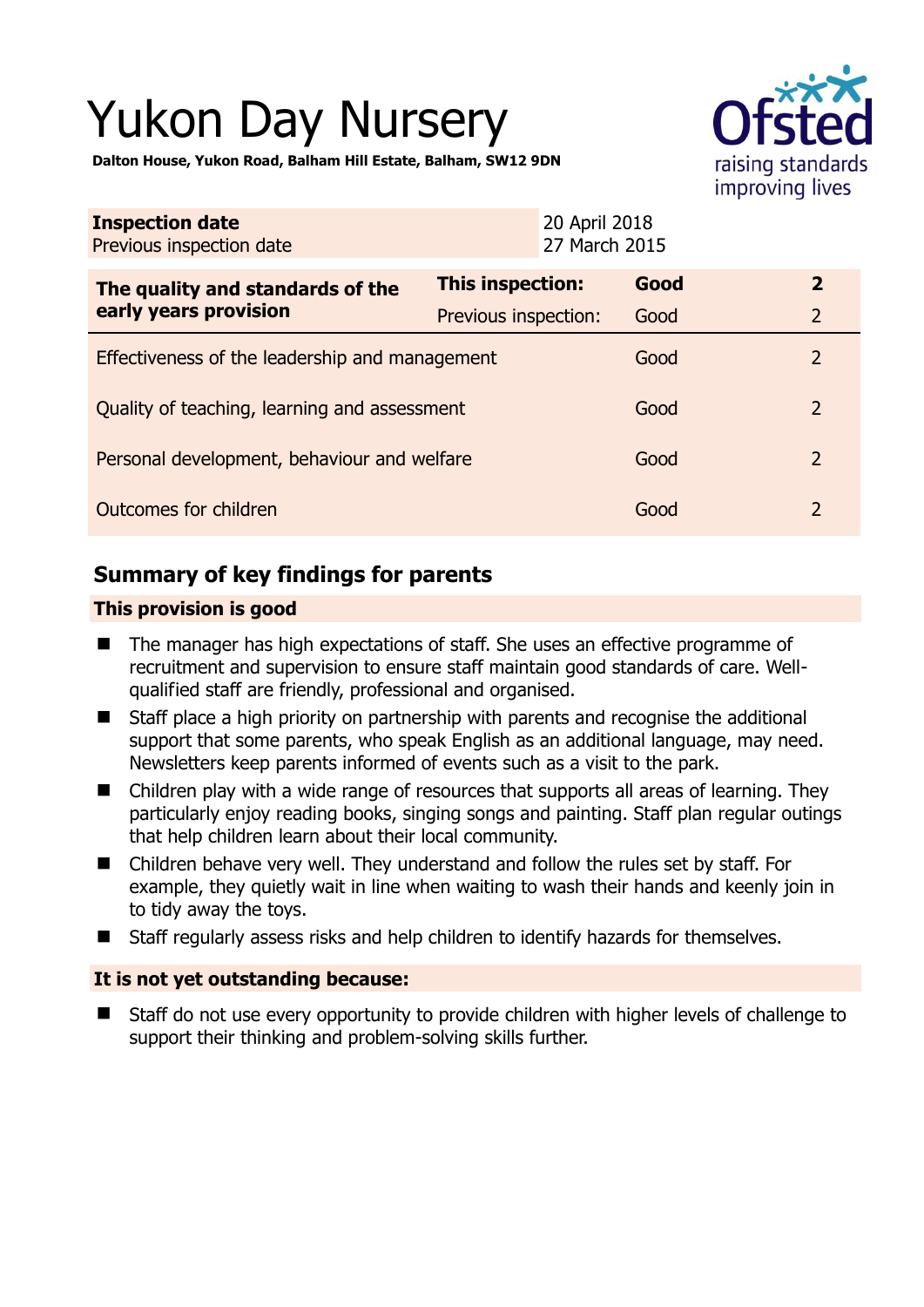# Yukon Day Nursery

**Dalton House, Yukon Road, Balham Hill Estate, Balham, SW12 9DN**

| **Inspection date** | 20 April 2018 |
|---|---|
| Previous inspection date | 27 March 2015 |

| **The quality and standards of the early years provision** | **This inspection:** | **Good** | **2** |
|---|---|---|---|
| | Previous inspection: | Good | 2 |
| Effectiveness of the leadership and management | | Good | 2 |
| Quality of teaching, learning and assessment | | Good | 2 |
| Personal development, behaviour and welfare | | Good | 2 |
| Outcomes for children | | Good | 2 |

## Summary of key findings for parents

### This provision is good

- The manager has high expectations of staff. She uses an effective programme of recruitment and supervision to ensure staff maintain good standards of care. Well-qualified staff are friendly, professional and organised.
- Staff place a high priority on partnership with parents and recognise the additional support that some parents, who speak English as an additional language, may need. Newsletters keep parents informed of events such as a visit to the park.
- Children play with a wide range of resources that supports all areas of learning. They particularly enjoy reading books, singing songs and painting. Staff plan regular outings that help children learn about their local community.
- Children behave very well. They understand and follow the rules set by staff. For example, they quietly wait in line when waiting to wash their hands and keenly join in to tidy away the toys.
- Staff regularly assess risks and help children to identify hazards for themselves.

### It is not yet outstanding because:

- Staff do not use every opportunity to provide children with higher levels of challenge to support their thinking and problem-solving skills further.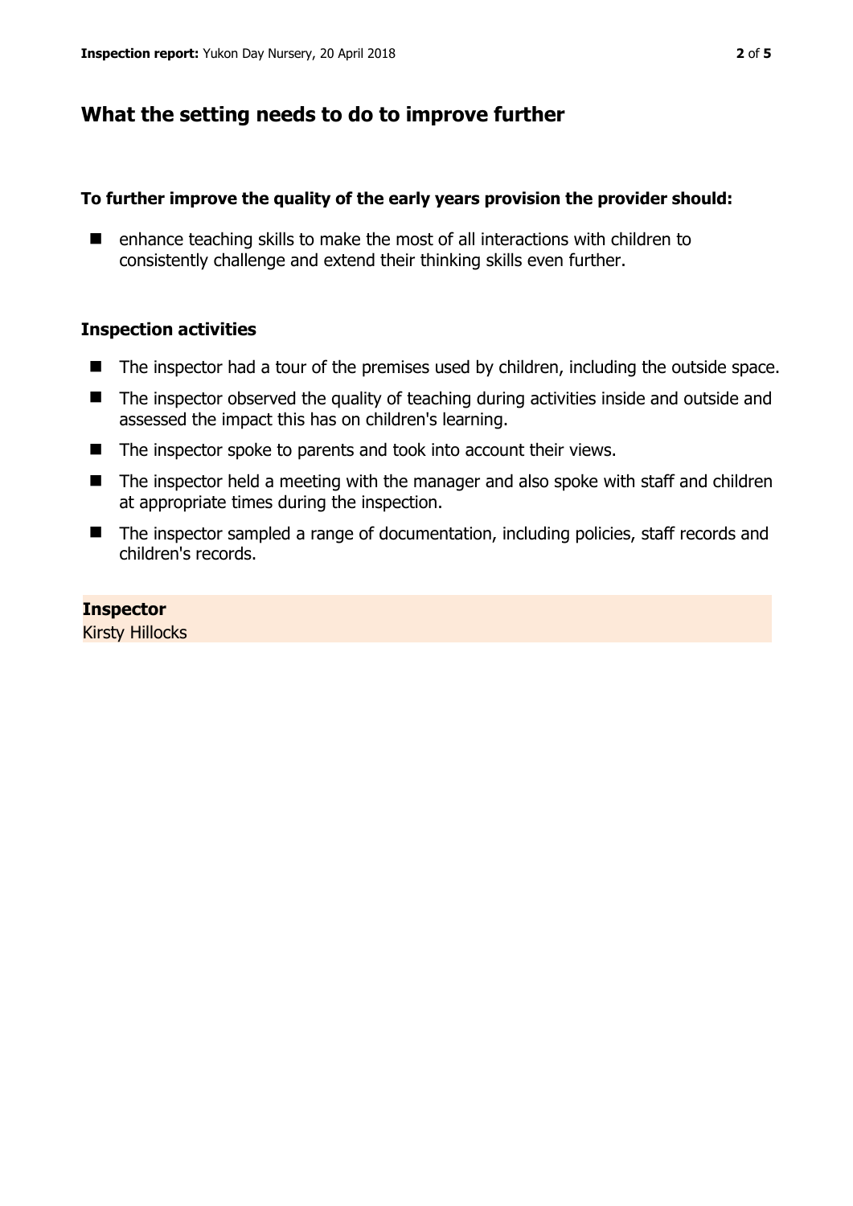## What the setting needs to do to improve further

### To further improve the quality of the early years provision the provider should:

- enhance teaching skills to make the most of all interactions with children to consistently challenge and extend their thinking skills even further.

### Inspection activities

- The inspector had a tour of the premises used by children, including the outside space.
- The inspector observed the quality of teaching during activities inside and outside and assessed the impact this has on children's learning.
- The inspector spoke to parents and took into account their views.
- The inspector held a meeting with the manager and also spoke with staff and children at appropriate times during the inspection.
- The inspector sampled a range of documentation, including policies, staff records and children's records.

**Inspector**
Kirsty Hillocks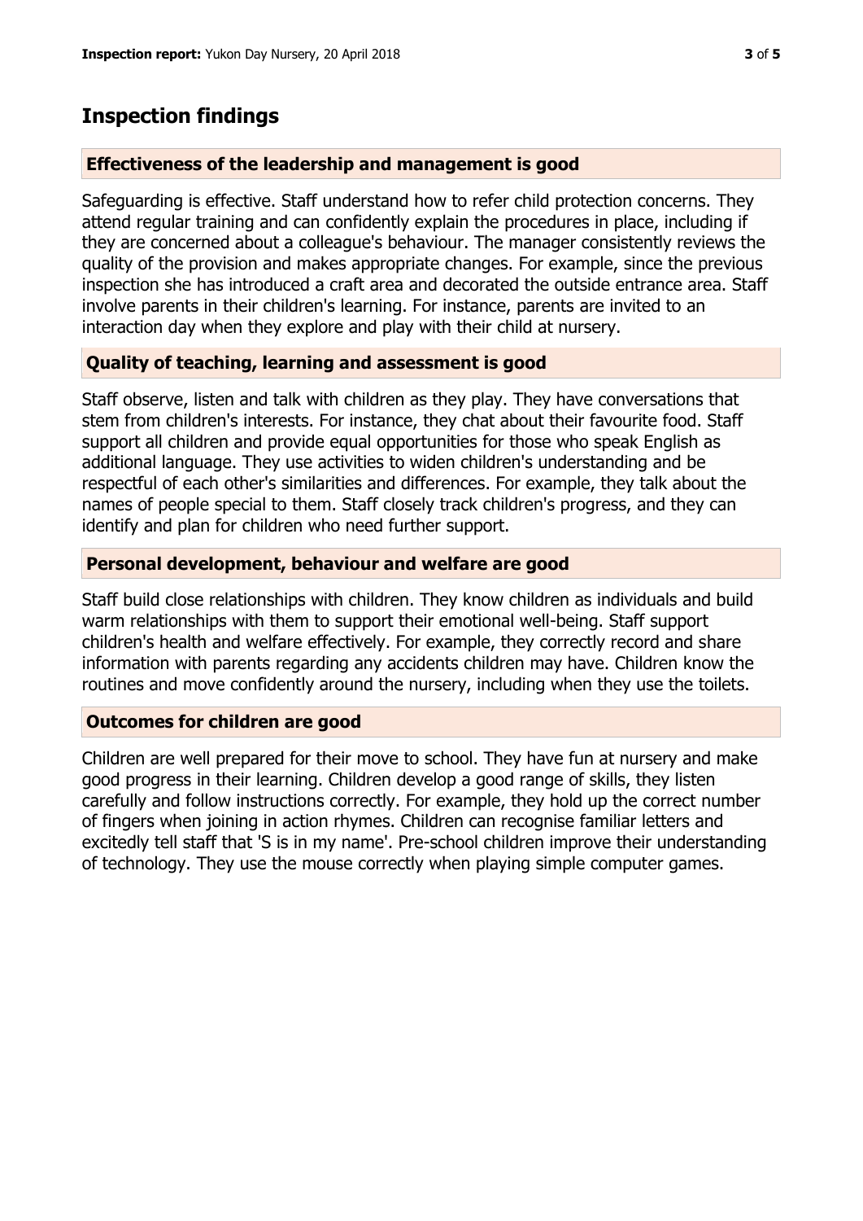## Inspection findings

### Effectiveness of the leadership and management is good

Safeguarding is effective. Staff understand how to refer child protection concerns. They attend regular training and can confidently explain the procedures in place, including if they are concerned about a colleague's behaviour. The manager consistently reviews the quality of the provision and makes appropriate changes. For example, since the previous inspection she has introduced a craft area and decorated the outside entrance area. Staff involve parents in their children's learning. For instance, parents are invited to an interaction day when they explore and play with their child at nursery.

### Quality of teaching, learning and assessment is good

Staff observe, listen and talk with children as they play. They have conversations that stem from children's interests. For instance, they chat about their favourite food. Staff support all children and provide equal opportunities for those who speak English as additional language. They use activities to widen children's understanding and be respectful of each other's similarities and differences. For example, they talk about the names of people special to them. Staff closely track children's progress, and they can identify and plan for children who need further support.

### Personal development, behaviour and welfare are good

Staff build close relationships with children. They know children as individuals and build warm relationships with them to support their emotional well-being. Staff support children's health and welfare effectively. For example, they correctly record and share information with parents regarding any accidents children may have. Children know the routines and move confidently around the nursery, including when they use the toilets.

### Outcomes for children are good

Children are well prepared for their move to school. They have fun at nursery and make good progress in their learning. Children develop a good range of skills, they listen carefully and follow instructions correctly. For example, they hold up the correct number of fingers when joining in action rhymes. Children can recognise familiar letters and excitedly tell staff that 'S is in my name'. Pre-school children improve their understanding of technology. They use the mouse correctly when playing simple computer games.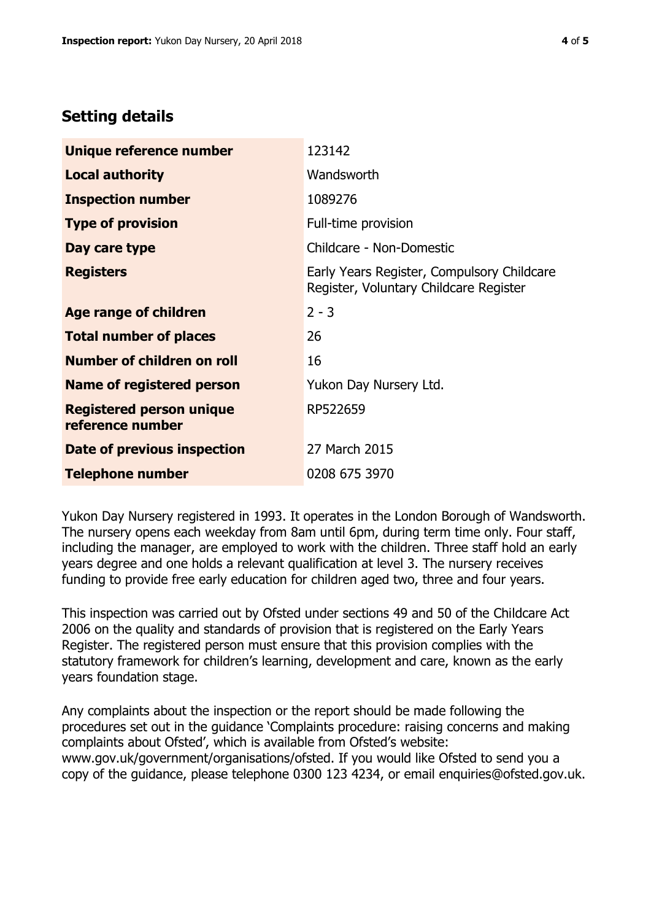## Setting details

| | |
|---|---|
| **Unique reference number** | 123142 |
| **Local authority** | Wandsworth |
| **Inspection number** | 1089276 |
| **Type of provision** | Full-time provision |
| **Day care type** | Childcare - Non-Domestic |
| **Registers** | Early Years Register, Compulsory Childcare Register, Voluntary Childcare Register |
| **Age range of children** | 2 - 3 |
| **Total number of places** | 26 |
| **Number of children on roll** | 16 |
| **Name of registered person** | Yukon Day Nursery Ltd. |
| **Registered person unique reference number** | RP522659 |
| **Date of previous inspection** | 27 March 2015 |
| **Telephone number** | 0208 675 3970 |

Yukon Day Nursery registered in 1993. It operates in the London Borough of Wandsworth. The nursery opens each weekday from 8am until 6pm, during term time only. Four staff, including the manager, are employed to work with the children. Three staff hold an early years degree and one holds a relevant qualification at level 3. The nursery receives funding to provide free early education for children aged two, three and four years.

This inspection was carried out by Ofsted under sections 49 and 50 of the Childcare Act 2006 on the quality and standards of provision that is registered on the Early Years Register. The registered person must ensure that this provision complies with the statutory framework for children's learning, development and care, known as the early years foundation stage.

Any complaints about the inspection or the report should be made following the procedures set out in the guidance 'Complaints procedure: raising concerns and making complaints about Ofsted', which is available from Ofsted's website: www.gov.uk/government/organisations/ofsted. If you would like Ofsted to send you a copy of the guidance, please telephone 0300 123 4234, or email enquiries@ofsted.gov.uk.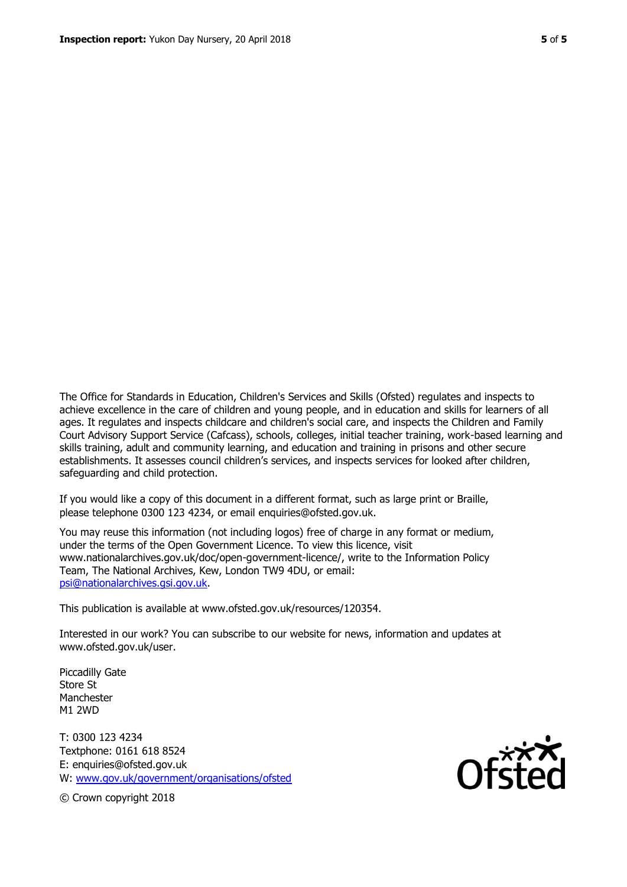The Office for Standards in Education, Children's Services and Skills (Ofsted) regulates and inspects to achieve excellence in the care of children and young people, and in education and skills for learners of all ages. It regulates and inspects childcare and children's social care, and inspects the Children and Family Court Advisory Support Service (Cafcass), schools, colleges, initial teacher training, work-based learning and skills training, adult and community learning, and education and training in prisons and other secure establishments. It assesses council children's services, and inspects services for looked after children, safeguarding and child protection.

If you would like a copy of this document in a different format, such as large print or Braille, please telephone 0300 123 4234, or email enquiries@ofsted.gov.uk.

You may reuse this information (not including logos) free of charge in any format or medium, under the terms of the Open Government Licence. To view this licence, visit www.nationalarchives.gov.uk/doc/open-government-licence/, write to the Information Policy Team, The National Archives, Kew, London TW9 4DU, or email: psi@nationalarchives.gsi.gov.uk.

This publication is available at www.ofsted.gov.uk/resources/120354.

Interested in our work? You can subscribe to our website for news, information and updates at www.ofsted.gov.uk/user.

Piccadilly Gate
Store St
Manchester
M1 2WD

T: 0300 123 4234
Textphone: 0161 618 8524
E: enquiries@ofsted.gov.uk
W: www.gov.uk/government/organisations/ofsted

© Crown copyright 2018